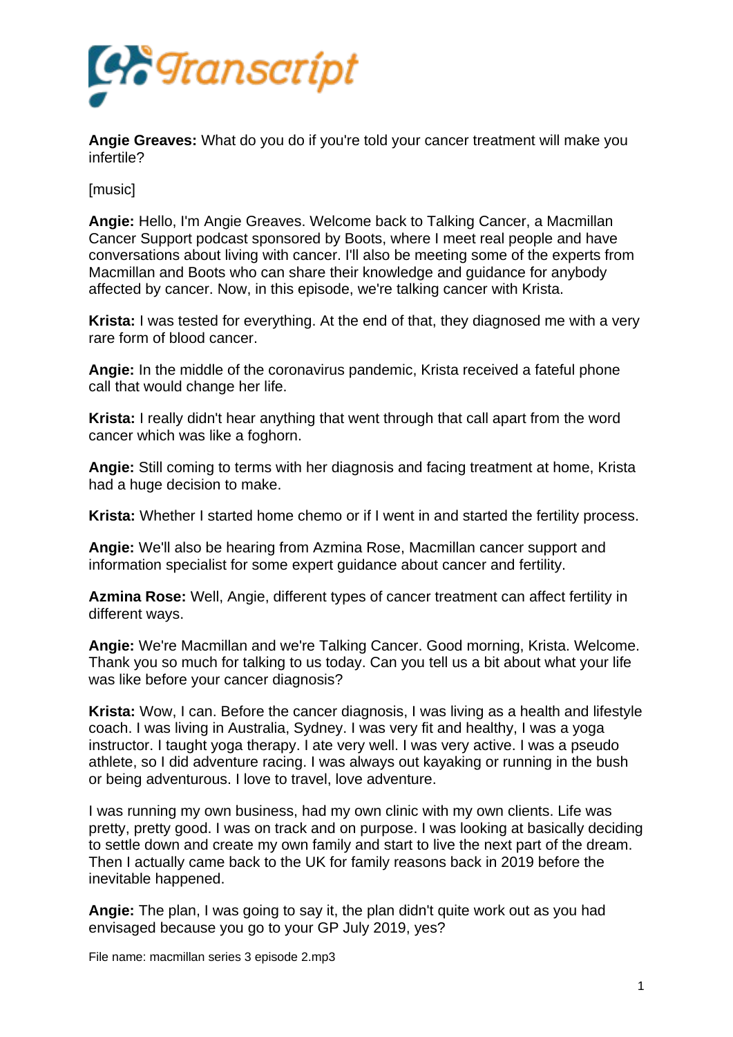**Angie Greaves:** What do you do if you're told your cancer treatment will make you infertile?

[music]

**Angie:** Hello, I'm Angie Greaves. Welcome back to Talking Cancer, a Macmillan Cancer Support podcast sponsored by Boots, where I meet real people and have conversations about living with cancer. I'll also be meeting some of the experts from Macmillan and Boots who can share their knowledge and guidance for anybody affected by cancer. Now, in this episode, we're talking cancer with Krista.

**Krista:** I was tested for everything. At the end of that, they diagnosed me with a very rare form of blood cancer.

**Angie:** In the middle of the coronavirus pandemic, Krista received a fateful phone call that would change her life.

**Krista:** I really didn't hear anything that went through that call apart from the word cancer which was like a foghorn.

**Angie:** Still coming to terms with her diagnosis and facing treatment at home, Krista had a huge decision to make.

**Krista:** Whether I started home chemo or if I went in and started the fertility process.

**Angie:** We'll also be hearing from Azmina Rose, Macmillan cancer support and information specialist for some expert guidance about cancer and fertility.

**Azmina Rose:** Well, Angie, different types of cancer treatment can affect fertility in different ways.

**Angie:** We're Macmillan and we're Talking Cancer. Good morning, Krista. Welcome. Thank you so much for talking to us today. Can you tell us a bit about what your life was like before your cancer diagnosis?

**Krista:** Wow, I can. Before the cancer diagnosis, I was living as a health and lifestyle coach. I was living in Australia, Sydney. I was very fit and healthy, I was a yoga instructor. I taught yoga therapy. I ate very well. I was very active. I was a pseudo athlete, so I did adventure racing. I was always out kayaking or running in the bush or being adventurous. I love to travel, love adventure.

I was running my own business, had my own clinic with my own clients. Life was pretty, pretty good. I was on track and on purpose. I was looking at basically deciding to settle down and create my own family and start to live the next part of the dream. Then I actually came back to the UK for family reasons back in 2019 before the inevitable happened.

**Angie:** The plan, I was going to say it, the plan didn't quite work out as you had envisaged because you go to your GP July 2019, yes?

File name: macmillan series 3 episode 2.mp3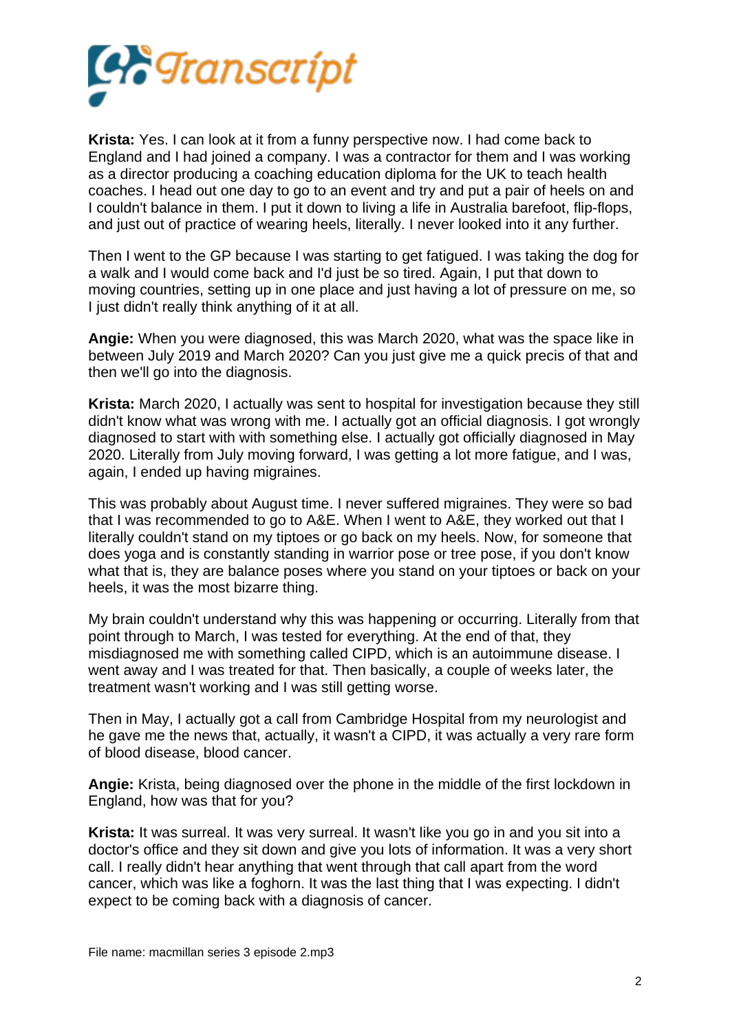**Krista:** Yes. I can look at it from a funny perspective now. I had come back to England and I had joined a company. I was a contractor for them and I was working as a director producing a coaching education diploma for the UK to teach health coaches. I head out one day to go to an event and try and put a pair of heels on and I couldn't balance in them. I put it down to living a life in Australia barefoot, flip-flops, and just out of practice of wearing heels, literally. I never looked into it any further.

Then I went to the GP because I was starting to get fatigued. I was taking the dog for a walk and I would come back and I'd just be so tired. Again, I put that down to moving countries, setting up in one place and just having a lot of pressure on me, so I just didn't really think anything of it at all.

**Angie:** When you were diagnosed, this was March 2020, what was the space like in between July 2019 and March 2020? Can you just give me a quick precis of that and then we'll go into the diagnosis.

**Krista:** March 2020, I actually was sent to hospital for investigation because they still didn't know what was wrong with me. I actually got an official diagnosis. I got wrongly diagnosed to start with with something else. I actually got officially diagnosed in May 2020. Literally from July moving forward, I was getting a lot more fatigue, and I was, again, I ended up having migraines.

This was probably about August time. I never suffered migraines. They were so bad that I was recommended to go to A&E. When I went to A&E, they worked out that I literally couldn't stand on my tiptoes or go back on my heels. Now, for someone that does yoga and is constantly standing in warrior pose or tree pose, if you don't know what that is, they are balance poses where you stand on your tiptoes or back on your heels, it was the most bizarre thing.

My brain couldn't understand why this was happening or occurring. Literally from that point through to March, I was tested for everything. At the end of that, they misdiagnosed me with something called CIPD, which is an autoimmune disease. I went away and I was treated for that. Then basically, a couple of weeks later, the treatment wasn't working and I was still getting worse.

Then in May, I actually got a call from Cambridge Hospital from my neurologist and he gave me the news that, actually, it wasn't a CIPD, it was actually a very rare form of blood disease, blood cancer.

**Angie:** Krista, being diagnosed over the phone in the middle of the first lockdown in England, how was that for you?

**Krista:** It was surreal. It was very surreal. It wasn't like you go in and you sit into a doctor's office and they sit down and give you lots of information. It was a very short call. I really didn't hear anything that went through that call apart from the word cancer, which was like a foghorn. It was the last thing that I was expecting. I didn't expect to be coming back with a diagnosis of cancer.

File name: macmillan series 3 episode 2.mp3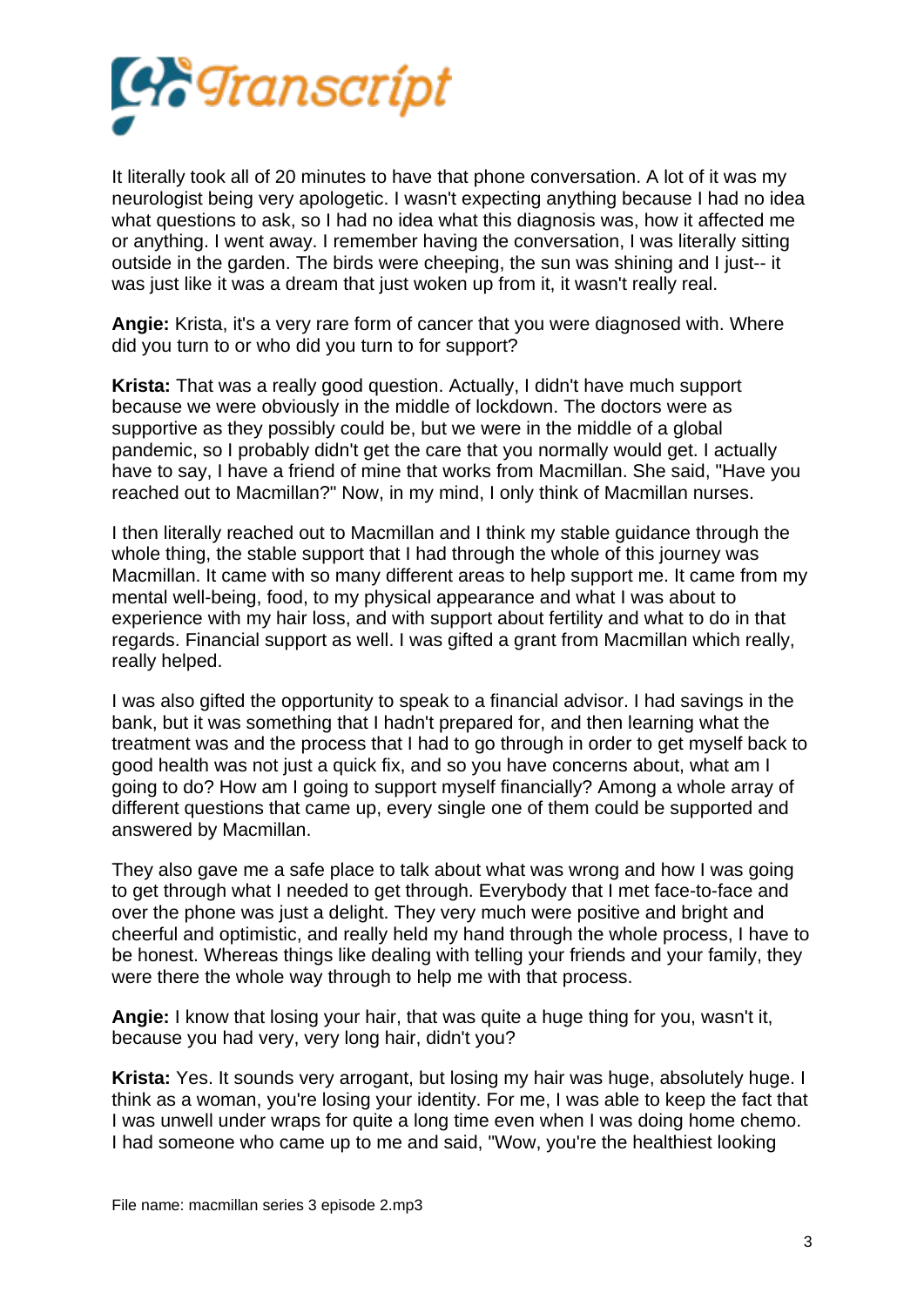It literally took all of 20 minutes to have that phone conversation. A lot of it was my neurologist being very apologetic. I wasn't expecting anything because I had no idea what questions to ask, so I had no idea what this diagnosis was, how it affected me or anything. I went away. I remember having the conversation, I was literally sitting outside in the garden. The birds were cheeping, the sun was shining and I just-- it was just like it was a dream that just woken up from it, it wasn't really real.

**Angie:** Krista, it's a very rare form of cancer that you were diagnosed with. Where did you turn to or who did you turn to for support?

**Krista:** That was a really good question. Actually, I didn't have much support because we were obviously in the middle of lockdown. The doctors were as supportive as they possibly could be, but we were in the middle of a global pandemic, so I probably didn't get the care that you normally would get. I actually have to say, I have a friend of mine that works from Macmillan. She said, "Have you reached out to Macmillan?" Now, in my mind, I only think of Macmillan nurses.

I then literally reached out to Macmillan and I think my stable guidance through the whole thing, the stable support that I had through the whole of this journey was Macmillan. It came with so many different areas to help support me. It came from my mental well-being, food, to my physical appearance and what I was about to experience with my hair loss, and with support about fertility and what to do in that regards. Financial support as well. I was gifted a grant from Macmillan which really, really helped.

I was also gifted the opportunity to speak to a financial advisor. I had savings in the bank, but it was something that I hadn't prepared for, and then learning what the treatment was and the process that I had to go through in order to get myself back to good health was not just a quick fix, and so you have concerns about, what am I going to do? How am I going to support myself financially? Among a whole array of different questions that came up, every single one of them could be supported and answered by Macmillan.

They also gave me a safe place to talk about what was wrong and how I was going to get through what I needed to get through. Everybody that I met face-to-face and over the phone was just a delight. They very much were positive and bright and cheerful and optimistic, and really held my hand through the whole process, I have to be honest. Whereas things like dealing with telling your friends and your family, they were there the whole way through to help me with that process.

**Angie:** I know that losing your hair, that was quite a huge thing for you, wasn't it, because you had very, very long hair, didn't you?

**Krista:** Yes. It sounds very arrogant, but losing my hair was huge, absolutely huge. I think as a woman, you're losing your identity. For me, I was able to keep the fact that I was unwell under wraps for quite a long time even when I was doing home chemo. I had someone who came up to me and said, "Wow, you're the healthiest looking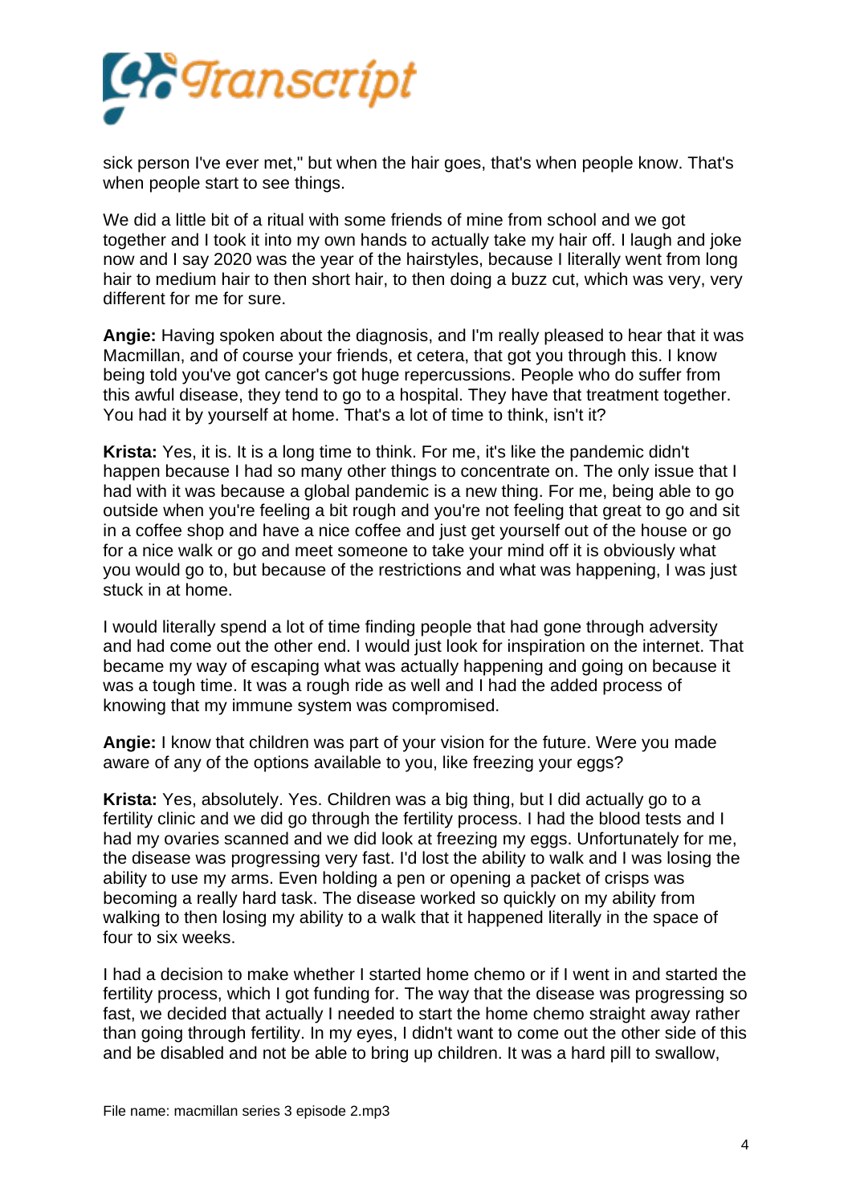sick person I've ever met," but when the hair goes, that's when people know. That's when people start to see things.

We did a little bit of a ritual with some friends of mine from school and we got together and I took it into my own hands to actually take my hair off. I laugh and joke now and I say 2020 was the year of the hairstyles, because I literally went from long hair to medium hair to then short hair, to then doing a buzz cut, which was very, very different for me for sure.

**Angie:** Having spoken about the diagnosis, and I'm really pleased to hear that it was Macmillan, and of course your friends, et cetera, that got you through this. I know being told you've got cancer's got huge repercussions. People who do suffer from this awful disease, they tend to go to a hospital. They have that treatment together. You had it by yourself at home. That's a lot of time to think, isn't it?

**Krista:** Yes, it is. It is a long time to think. For me, it's like the pandemic didn't happen because I had so many other things to concentrate on. The only issue that I had with it was because a global pandemic is a new thing. For me, being able to go outside when you're feeling a bit rough and you're not feeling that great to go and sit in a coffee shop and have a nice coffee and just get yourself out of the house or go for a nice walk or go and meet someone to take your mind off it is obviously what you would go to, but because of the restrictions and what was happening, I was just stuck in at home.

I would literally spend a lot of time finding people that had gone through adversity and had come out the other end. I would just look for inspiration on the internet. That became my way of escaping what was actually happening and going on because it was a tough time. It was a rough ride as well and I had the added process of knowing that my immune system was compromised.

**Angie:** I know that children was part of your vision for the future. Were you made aware of any of the options available to you, like freezing your eggs?

**Krista:** Yes, absolutely. Yes. Children was a big thing, but I did actually go to a fertility clinic and we did go through the fertility process. I had the blood tests and I had my ovaries scanned and we did look at freezing my eggs. Unfortunately for me, the disease was progressing very fast. I'd lost the ability to walk and I was losing the ability to use my arms. Even holding a pen or opening a packet of crisps was becoming a really hard task. The disease worked so quickly on my ability from walking to then losing my ability to a walk that it happened literally in the space of four to six weeks.

I had a decision to make whether I started home chemo or if I went in and started the fertility process, which I got funding for. The way that the disease was progressing so fast, we decided that actually I needed to start the home chemo straight away rather than going through fertility. In my eyes, I didn't want to come out the other side of this and be disabled and not be able to bring up children. It was a hard pill to swallow,

File name: macmillan series 3 episode 2.mp3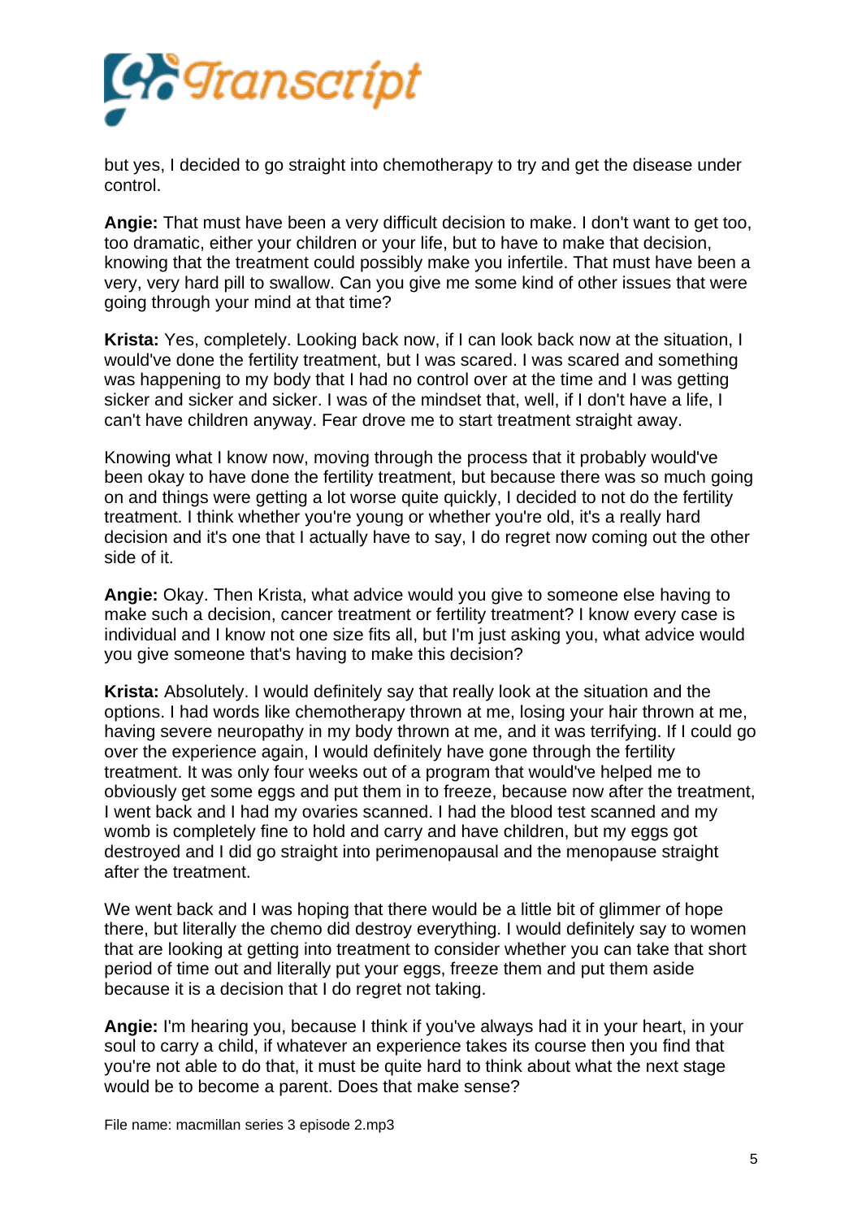but yes, I decided to go straight into chemotherapy to try and get the disease under control.

**Angie:** That must have been a very difficult decision to make. I don't want to get too, too dramatic, either your children or your life, but to have to make that decision, knowing that the treatment could possibly make you infertile. That must have been a very, very hard pill to swallow. Can you give me some kind of other issues that were going through your mind at that time?

**Krista:** Yes, completely. Looking back now, if I can look back now at the situation, I would've done the fertility treatment, but I was scared. I was scared and something was happening to my body that I had no control over at the time and I was getting sicker and sicker and sicker. I was of the mindset that, well, if I don't have a life, I can't have children anyway. Fear drove me to start treatment straight away.

Knowing what I know now, moving through the process that it probably would've been okay to have done the fertility treatment, but because there was so much going on and things were getting a lot worse quite quickly, I decided to not do the fertility treatment. I think whether you're young or whether you're old, it's a really hard decision and it's one that I actually have to say, I do regret now coming out the other side of it.

**Angie:** Okay. Then Krista, what advice would you give to someone else having to make such a decision, cancer treatment or fertility treatment? I know every case is individual and I know not one size fits all, but I'm just asking you, what advice would you give someone that's having to make this decision?

**Krista:** Absolutely. I would definitely say that really look at the situation and the options. I had words like chemotherapy thrown at me, losing your hair thrown at me, having severe neuropathy in my body thrown at me, and it was terrifying. If I could go over the experience again, I would definitely have gone through the fertility treatment. It was only four weeks out of a program that would've helped me to obviously get some eggs and put them in to freeze, because now after the treatment, I went back and I had my ovaries scanned. I had the blood test scanned and my womb is completely fine to hold and carry and have children, but my eggs got destroyed and I did go straight into perimenopausal and the menopause straight after the treatment.

We went back and I was hoping that there would be a little bit of glimmer of hope there, but literally the chemo did destroy everything. I would definitely say to women that are looking at getting into treatment to consider whether you can take that short period of time out and literally put your eggs, freeze them and put them aside because it is a decision that I do regret not taking.

**Angie:** I'm hearing you, because I think if you've always had it in your heart, in your soul to carry a child, if whatever an experience takes its course then you find that you're not able to do that, it must be quite hard to think about what the next stage would be to become a parent. Does that make sense?

File name: macmillan series 3 episode 2.mp3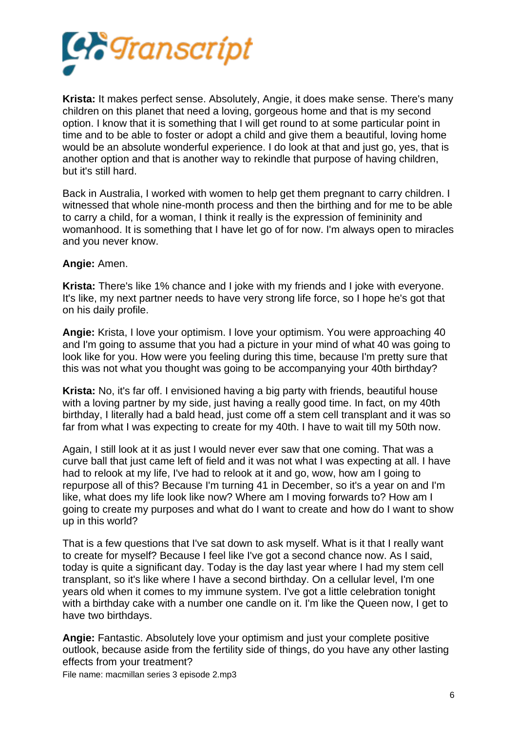**Krista:** It makes perfect sense. Absolutely, Angie, it does make sense. There's many children on this planet that need a loving, gorgeous home and that is my second option. I know that it is something that I will get round to at some particular point in time and to be able to foster or adopt a child and give them a beautiful, loving home would be an absolute wonderful experience. I do look at that and just go, yes, that is another option and that is another way to rekindle that purpose of having children, but it's still hard.

Back in Australia, I worked with women to help get them pregnant to carry children. I witnessed that whole nine-month process and then the birthing and for me to be able to carry a child, for a woman, I think it really is the expression of femininity and womanhood. It is something that I have let go of for now. I'm always open to miracles and you never know.

**Angie:** Amen.

**Krista:** There's like 1% chance and I joke with my friends and I joke with everyone. It's like, my next partner needs to have very strong life force, so I hope he's got that on his daily profile.

**Angie:** Krista, I love your optimism. I love your optimism. You were approaching 40 and I'm going to assume that you had a picture in your mind of what 40 was going to look like for you. How were you feeling during this time, because I'm pretty sure that this was not what you thought was going to be accompanying your 40th birthday?

**Krista:** No, it's far off. I envisioned having a big party with friends, beautiful house with a loving partner by my side, just having a really good time. In fact, on my 40th birthday, I literally had a bald head, just come off a stem cell transplant and it was so far from what I was expecting to create for my 40th. I have to wait till my 50th now.

Again, I still look at it as just I would never ever saw that one coming. That was a curve ball that just came left of field and it was not what I was expecting at all. I have had to relook at my life, I've had to relook at it and go, wow, how am I going to repurpose all of this? Because I'm turning 41 in December, so it's a year on and I'm like, what does my life look like now? Where am I moving forwards to? How am I going to create my purposes and what do I want to create and how do I want to show up in this world?

That is a few questions that I've sat down to ask myself. What is it that I really want to create for myself? Because I feel like I've got a second chance now. As I said, today is quite a significant day. Today is the day last year where I had my stem cell transplant, so it's like where I have a second birthday. On a cellular level, I'm one years old when it comes to my immune system. I've got a little celebration tonight with a birthday cake with a number one candle on it. I'm like the Queen now, I get to have two birthdays.

**Angie:** Fantastic. Absolutely love your optimism and just your complete positive outlook, because aside from the fertility side of things, do you have any other lasting effects from your treatment?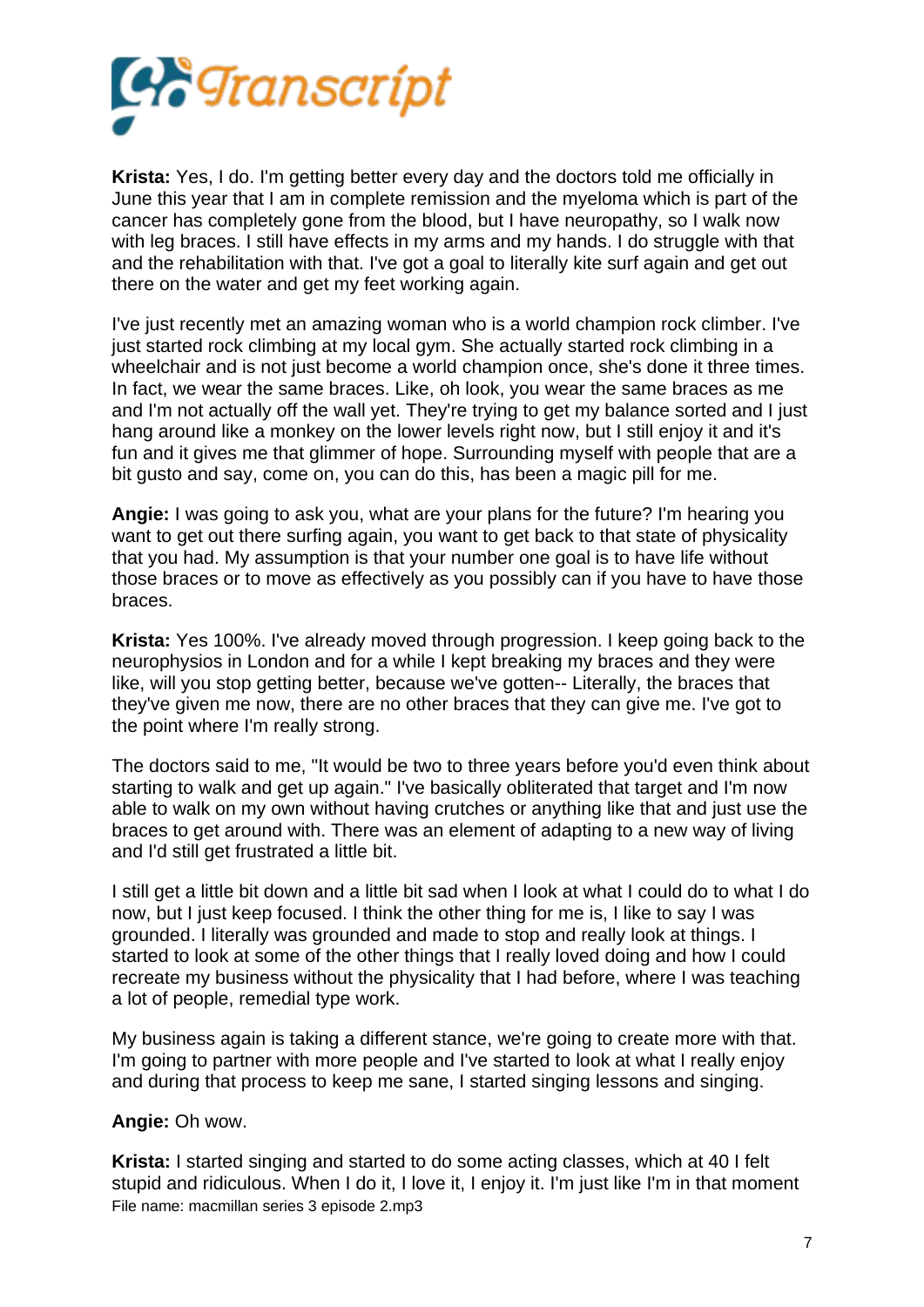**Krista:** Yes, I do. I'm getting better every day and the doctors told me officially in June this year that I am in complete remission and the myeloma which is part of the cancer has completely gone from the blood, but I have neuropathy, so I walk now with leg braces. I still have effects in my arms and my hands. I do struggle with that and the rehabilitation with that. I've got a goal to literally kite surf again and get out there on the water and get my feet working again.

I've just recently met an amazing woman who is a world champion rock climber. I've just started rock climbing at my local gym. She actually started rock climbing in a wheelchair and is not just become a world champion once, she's done it three times. In fact, we wear the same braces. Like, oh look, you wear the same braces as me and I'm not actually off the wall yet. They're trying to get my balance sorted and I just hang around like a monkey on the lower levels right now, but I still enjoy it and it's fun and it gives me that glimmer of hope. Surrounding myself with people that are a bit gusto and say, come on, you can do this, has been a magic pill for me.

**Angie:** I was going to ask you, what are your plans for the future? I'm hearing you want to get out there surfing again, you want to get back to that state of physicality that you had. My assumption is that your number one goal is to have life without those braces or to move as effectively as you possibly can if you have to have those braces.

**Krista:** Yes 100%. I've already moved through progression. I keep going back to the neurophysios in London and for a while I kept breaking my braces and they were like, will you stop getting better, because we've gotten-- Literally, the braces that they've given me now, there are no other braces that they can give me. I've got to the point where I'm really strong.

The doctors said to me, "It would be two to three years before you'd even think about starting to walk and get up again." I've basically obliterated that target and I'm now able to walk on my own without having crutches or anything like that and just use the braces to get around with. There was an element of adapting to a new way of living and I'd still get frustrated a little bit.

I still get a little bit down and a little bit sad when I look at what I could do to what I do now, but I just keep focused. I think the other thing for me is, I like to say I was grounded. I literally was grounded and made to stop and really look at things. I started to look at some of the other things that I really loved doing and how I could recreate my business without the physicality that I had before, where I was teaching a lot of people, remedial type work.

My business again is taking a different stance, we're going to create more with that. I'm going to partner with more people and I've started to look at what I really enjoy and during that process to keep me sane, I started singing lessons and singing.

**Angie:** Oh wow.

**Krista:** I started singing and started to do some acting classes, which at 40 I felt stupid and ridiculous. When I do it, I love it, I enjoy it. I'm just like I'm in that moment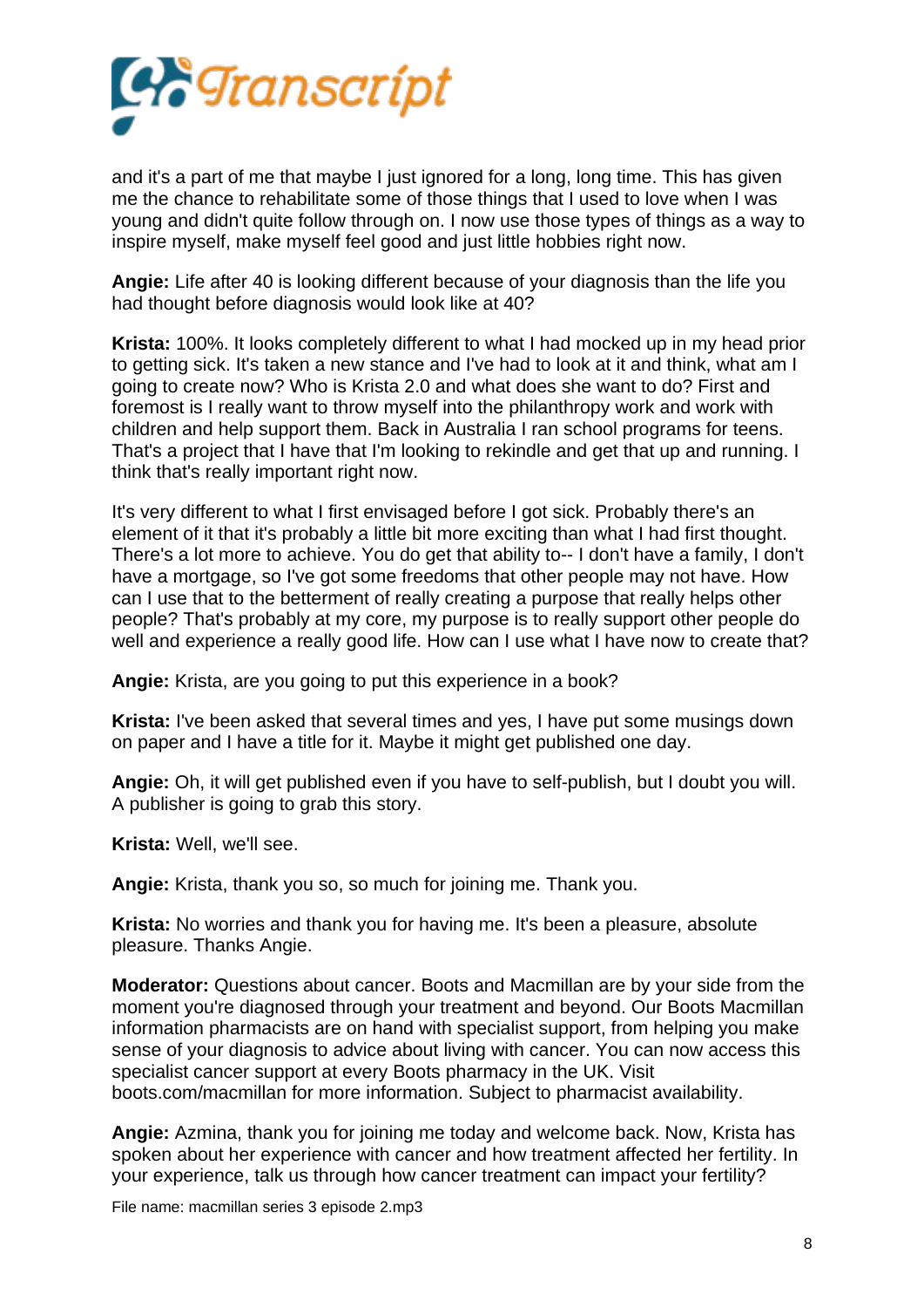and it's a part of me that maybe I just ignored for a long, long time. This has given me the chance to rehabilitate some of those things that I used to love when I was young and didn't quite follow through on. I now use those types of things as a way to inspire myself, make myself feel good and just little hobbies right now.

**Angie:** Life after 40 is looking different because of your diagnosis than the life you had thought before diagnosis would look like at 40?

**Krista:** 100%. It looks completely different to what I had mocked up in my head prior to getting sick. It's taken a new stance and I've had to look at it and think, what am I going to create now? Who is Krista 2.0 and what does she want to do? First and foremost is I really want to throw myself into the philanthropy work and work with children and help support them. Back in Australia I ran school programs for teens. That's a project that I have that I'm looking to rekindle and get that up and running. I think that's really important right now.

It's very different to what I first envisaged before I got sick. Probably there's an element of it that it's probably a little bit more exciting than what I had first thought. There's a lot more to achieve. You do get that ability to-- I don't have a family, I don't have a mortgage, so I've got some freedoms that other people may not have. How can I use that to the betterment of really creating a purpose that really helps other people? That's probably at my core, my purpose is to really support other people do well and experience a really good life. How can I use what I have now to create that?

**Angie:** Krista, are you going to put this experience in a book?

**Krista:** I've been asked that several times and yes, I have put some musings down on paper and I have a title for it. Maybe it might get published one day.

**Angie:** Oh, it will get published even if you have to self-publish, but I doubt you will. A publisher is going to grab this story.

**Krista:** Well, we'll see.

**Angie:** Krista, thank you so, so much for joining me. Thank you.

**Krista:** No worries and thank you for having me. It's been a pleasure, absolute pleasure. Thanks Angie.

**Moderator:** Questions about cancer. Boots and Macmillan are by your side from the moment you're diagnosed through your treatment and beyond. Our Boots Macmillan information pharmacists are on hand with specialist support, from helping you make sense of your diagnosis to advice about living with cancer. You can now access this specialist cancer support at every Boots pharmacy in the UK. Visit boots.com/macmillan for more information. Subject to pharmacist availability.

**Angie:** Azmina, thank you for joining me today and welcome back. Now, Krista has spoken about her experience with cancer and how treatment affected her fertility. In your experience, talk us through how cancer treatment can impact your fertility?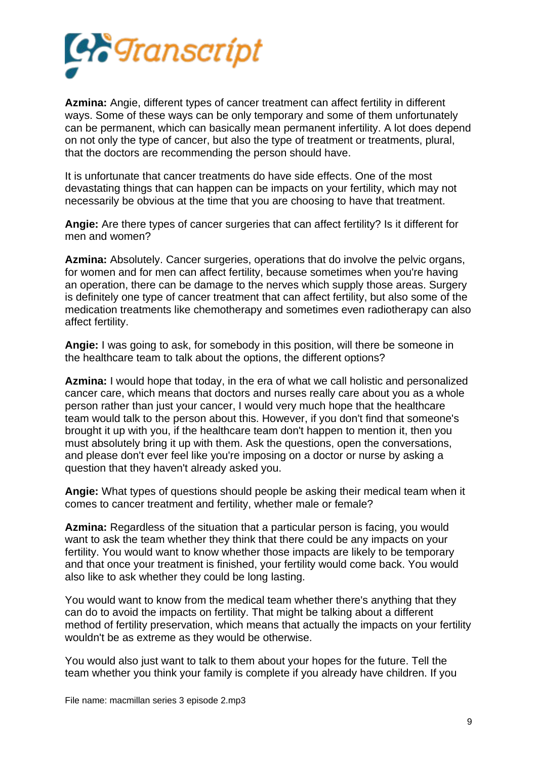**Azmina:** Angie, different types of cancer treatment can affect fertility in different ways. Some of these ways can be only temporary and some of them unfortunately can be permanent, which can basically mean permanent infertility. A lot does depend on not only the type of cancer, but also the type of treatment or treatments, plural, that the doctors are recommending the person should have.

It is unfortunate that cancer treatments do have side effects. One of the most devastating things that can happen can be impacts on your fertility, which may not necessarily be obvious at the time that you are choosing to have that treatment.

**Angie:** Are there types of cancer surgeries that can affect fertility? Is it different for men and women?

**Azmina:** Absolutely. Cancer surgeries, operations that do involve the pelvic organs, for women and for men can affect fertility, because sometimes when you're having an operation, there can be damage to the nerves which supply those areas. Surgery is definitely one type of cancer treatment that can affect fertility, but also some of the medication treatments like chemotherapy and sometimes even radiotherapy can also affect fertility.

**Angie:** I was going to ask, for somebody in this position, will there be someone in the healthcare team to talk about the options, the different options?

**Azmina:** I would hope that today, in the era of what we call holistic and personalized cancer care, which means that doctors and nurses really care about you as a whole person rather than just your cancer, I would very much hope that the healthcare team would talk to the person about this. However, if you don't find that someone's brought it up with you, if the healthcare team don't happen to mention it, then you must absolutely bring it up with them. Ask the questions, open the conversations, and please don't ever feel like you're imposing on a doctor or nurse by asking a question that they haven't already asked you.

**Angie:** What types of questions should people be asking their medical team when it comes to cancer treatment and fertility, whether male or female?

**Azmina:** Regardless of the situation that a particular person is facing, you would want to ask the team whether they think that there could be any impacts on your fertility. You would want to know whether those impacts are likely to be temporary and that once your treatment is finished, your fertility would come back. You would also like to ask whether they could be long lasting.

You would want to know from the medical team whether there's anything that they can do to avoid the impacts on fertility. That might be talking about a different method of fertility preservation, which means that actually the impacts on your fertility wouldn't be as extreme as they would be otherwise.

You would also just want to talk to them about your hopes for the future. Tell the team whether you think your family is complete if you already have children. If you

File name: macmillan series 3 episode 2.mp3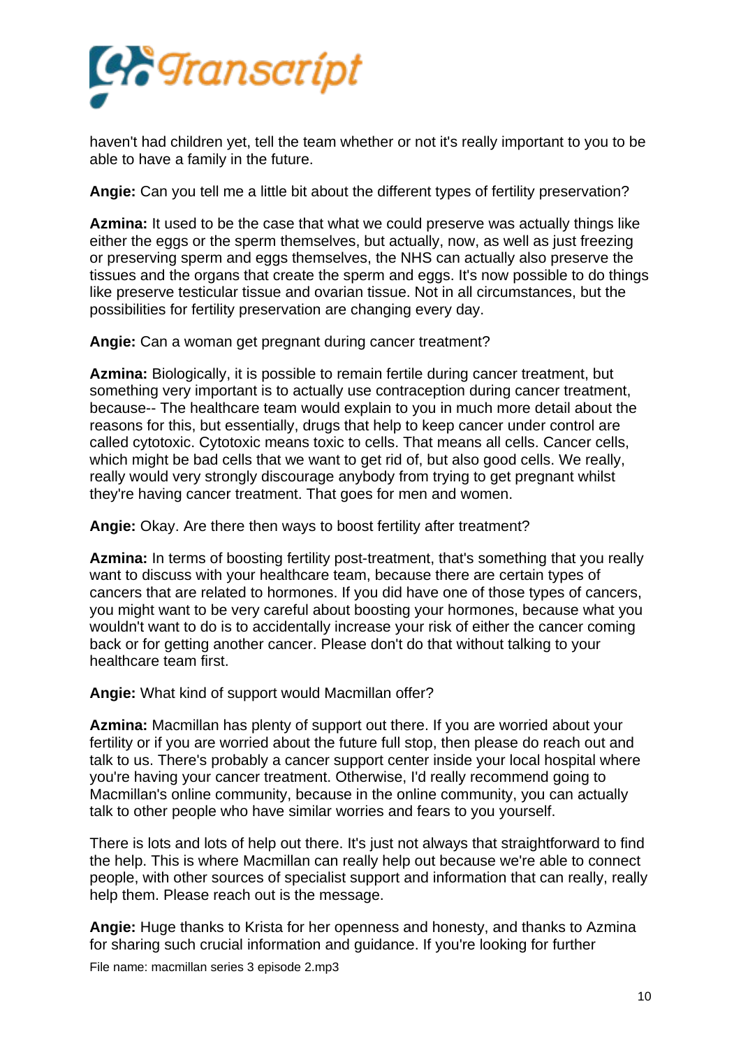haven't had children yet, tell the team whether or not it's really important to you to be able to have a family in the future.

**Angie:** Can you tell me a little bit about the different types of fertility preservation?

**Azmina:** It used to be the case that what we could preserve was actually things like either the eggs or the sperm themselves, but actually, now, as well as just freezing or preserving sperm and eggs themselves, the NHS can actually also preserve the tissues and the organs that create the sperm and eggs. It's now possible to do things like preserve testicular tissue and ovarian tissue. Not in all circumstances, but the possibilities for fertility preservation are changing every day.

**Angie:** Can a woman get pregnant during cancer treatment?

**Azmina:** Biologically, it is possible to remain fertile during cancer treatment, but something very important is to actually use contraception during cancer treatment, because-- The healthcare team would explain to you in much more detail about the reasons for this, but essentially, drugs that help to keep cancer under control are called cytotoxic. Cytotoxic means toxic to cells. That means all cells. Cancer cells, which might be bad cells that we want to get rid of, but also good cells. We really, really would very strongly discourage anybody from trying to get pregnant whilst they're having cancer treatment. That goes for men and women.

**Angie:** Okay. Are there then ways to boost fertility after treatment?

**Azmina:** In terms of boosting fertility post-treatment, that's something that you really want to discuss with your healthcare team, because there are certain types of cancers that are related to hormones. If you did have one of those types of cancers, you might want to be very careful about boosting your hormones, because what you wouldn't want to do is to accidentally increase your risk of either the cancer coming back or for getting another cancer. Please don't do that without talking to your healthcare team first.

**Angie:** What kind of support would Macmillan offer?

**Azmina:** Macmillan has plenty of support out there. If you are worried about your fertility or if you are worried about the future full stop, then please do reach out and talk to us. There's probably a cancer support center inside your local hospital where you're having your cancer treatment. Otherwise, I'd really recommend going to Macmillan's online community, because in the online community, you can actually talk to other people who have similar worries and fears to you yourself.

There is lots and lots of help out there. It's just not always that straightforward to find the help. This is where Macmillan can really help out because we're able to connect people, with other sources of specialist support and information that can really, really help them. Please reach out is the message.

**Angie:** Huge thanks to Krista for her openness and honesty, and thanks to Azmina for sharing such crucial information and guidance. If you're looking for further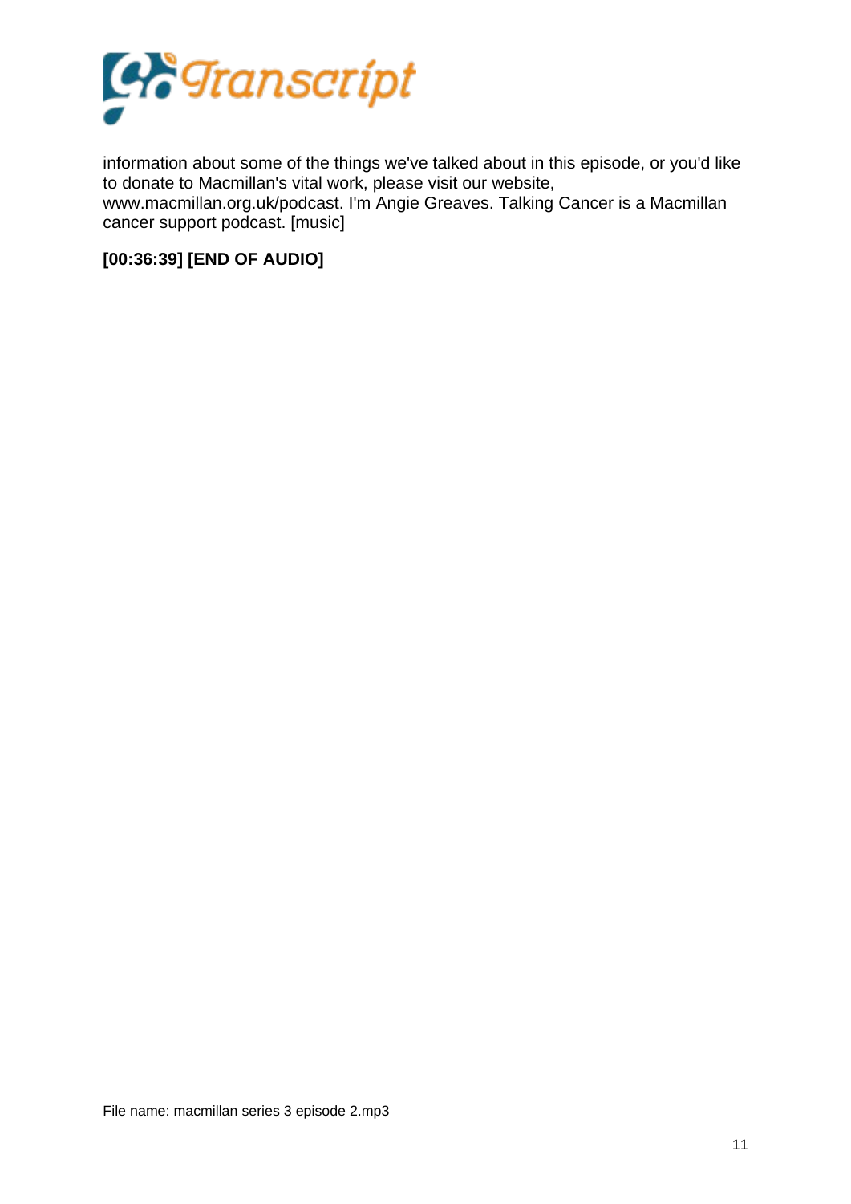information about some of the things we've talked about in this episode, or you'd like to donate to Macmillan's vital work, please visit our website, www.macmillan.org.uk/podcast. I'm Angie Greaves. Talking Cancer is a Macmillan cancer support podcast. [music]

**[00:36:39] [END OF AUDIO]**

File name: macmillan series 3 episode 2.mp3